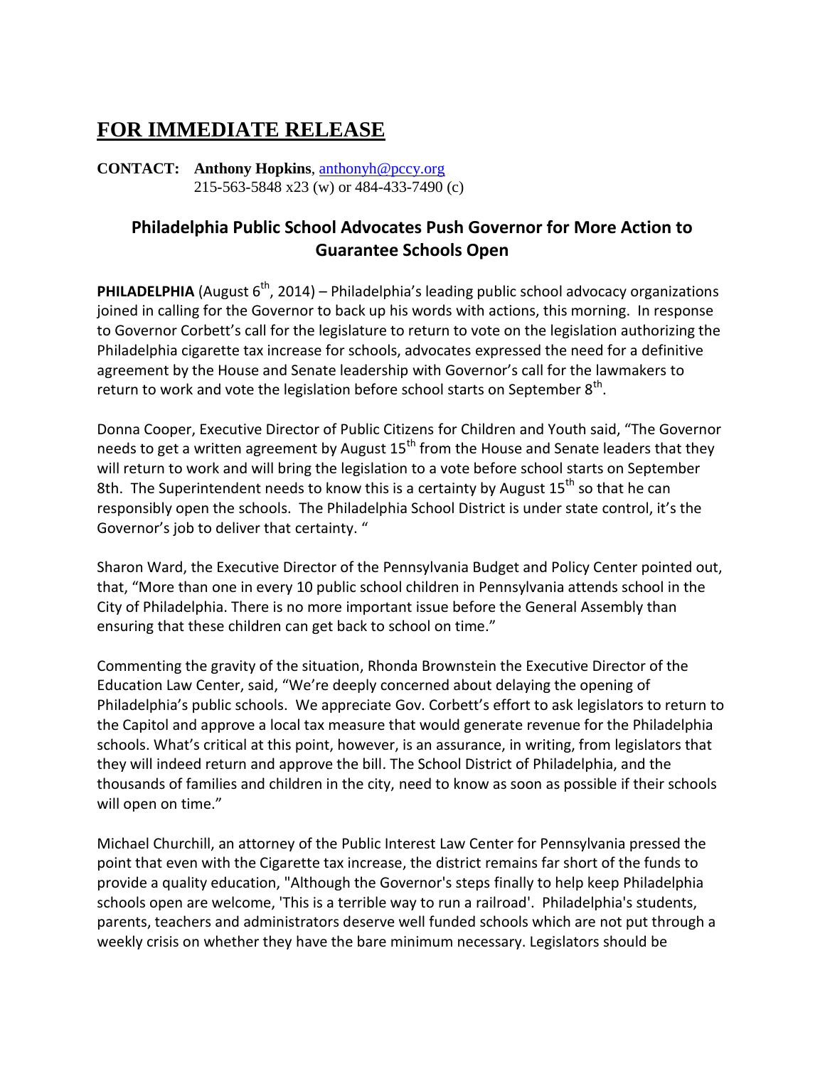# FOR IMMEDIATE RELEASE

**CONTACT: Anthony Hopkins**, anthonyh@pccy.org
215-563-5848 x23 (w) or 484-433-7490 (c)

## Philadelphia Public School Advocates Push Governor for More Action to Guarantee Schools Open

**PHILADELPHIA** (August 6th, 2014) – Philadelphia's leading public school advocacy organizations joined in calling for the Governor to back up his words with actions, this morning. In response to Governor Corbett's call for the legislature to return to vote on the legislation authorizing the Philadelphia cigarette tax increase for schools, advocates expressed the need for a definitive agreement by the House and Senate leadership with Governor's call for the lawmakers to return to work and vote the legislation before school starts on September 8th.

Donna Cooper, Executive Director of Public Citizens for Children and Youth said, "The Governor needs to get a written agreement by August 15th from the House and Senate leaders that they will return to work and will bring the legislation to a vote before school starts on September 8th. The Superintendent needs to know this is a certainty by August 15th so that he can responsibly open the schools. The Philadelphia School District is under state control, it's the Governor's job to deliver that certainty. "

Sharon Ward, the Executive Director of the Pennsylvania Budget and Policy Center pointed out, that, "More than one in every 10 public school children in Pennsylvania attends school in the City of Philadelphia. There is no more important issue before the General Assembly than ensuring that these children can get back to school on time."

Commenting the gravity of the situation, Rhonda Brownstein the Executive Director of the Education Law Center, said, "We're deeply concerned about delaying the opening of Philadelphia's public schools. We appreciate Gov. Corbett's effort to ask legislators to return to the Capitol and approve a local tax measure that would generate revenue for the Philadelphia schools. What's critical at this point, however, is an assurance, in writing, from legislators that they will indeed return and approve the bill. The School District of Philadelphia, and the thousands of families and children in the city, need to know as soon as possible if their schools will open on time."

Michael Churchill, an attorney of the Public Interest Law Center for Pennsylvania pressed the point that even with the Cigarette tax increase, the district remains far short of the funds to provide a quality education, "Although the Governor's steps finally to help keep Philadelphia schools open are welcome, 'This is a terrible way to run a railroad'. Philadelphia's students, parents, teachers and administrators deserve well funded schools which are not put through a weekly crisis on whether they have the bare minimum necessary. Legislators should be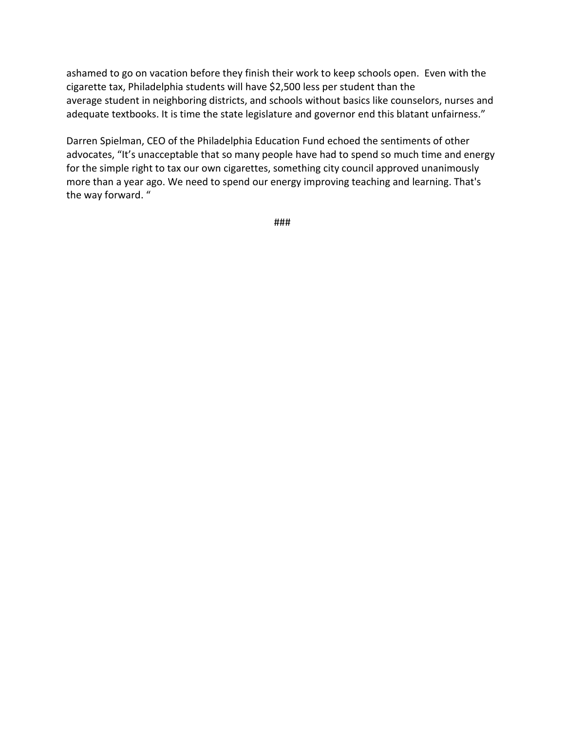ashamed to go on vacation before they finish their work to keep schools open. Even with the cigarette tax, Philadelphia students will have $2,500 less per student than the average student in neighboring districts, and schools without basics like counselors, nurses and adequate textbooks. It is time the state legislature and governor end this blatant unfairness."

Darren Spielman, CEO of the Philadelphia Education Fund echoed the sentiments of other advocates, "It's unacceptable that so many people have had to spend so much time and energy for the simple right to tax our own cigarettes, something city council approved unanimously more than a year ago. We need to spend our energy improving teaching and learning. That's the way forward. "

###